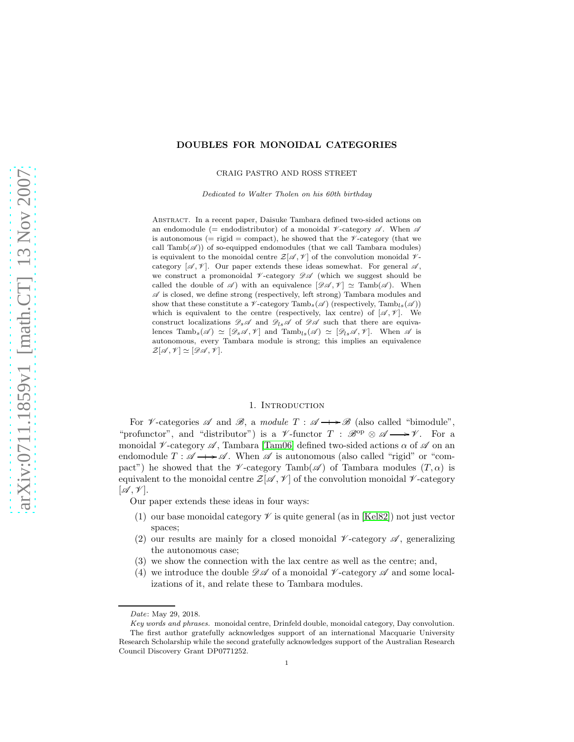# DOUBLES FOR MONOIDAL CATEGORIES

CRAIG PASTRO AND ROSS STREET

*Dedicated to Walter Tholen on his 60th birthday*

Abstract. In a recent paper, Daisuke Tambara defined two-sided actions on an endomodule (= endodistributor) of a monoidal $\mathscr{V}$-category $\mathscr{A}$. When $\mathscr{A}$ is autonomous (= rigid = compact), he showed that the $\mathscr{V}$-category (that we call $\mathrm{Tamb}(\mathscr{A})$) of so-equipped endomodules (that we call Tambara modules) is equivalent to the monoidal centre $\mathcal{Z}[\mathscr{A},\mathscr{V}]$ of the convolution monoidal $\mathscr{V}$-category $[\mathscr{A},\mathscr{V}]$. Our paper extends these ideas somewhat. For general $\mathscr{A}$, we construct a promonoidal $\mathscr{V}$-category $\mathscr{D}\mathscr{A}$ (which we suggest should be called the double of $\mathscr{A}$) with an equivalence $[\mathscr{D}\mathscr{A},\mathscr{V}] \simeq \mathrm{Tamb}(\mathscr{A})$. When $\mathscr{A}$ is closed, we define strong (respectively, left strong) Tambara modules and show that these constitute a $\mathscr{V}$-category $\mathrm{Tamb}_s(\mathscr{A})$ (respectively, $\mathrm{Tamb}_{ls}(\mathscr{A})$) which is equivalent to the centre (respectively, lax centre) of $[\mathscr{A},\mathscr{V}]$. We construct localizations $\mathscr{D}_s\mathscr{A}$ and $\mathscr{D}_{ls}\mathscr{A}$ of $\mathscr{D}\mathscr{A}$ such that there are equivalences $\mathrm{Tamb}_s(\mathscr{A}) \simeq [\mathscr{D}_s\mathscr{A},\mathscr{V}]$ and $\mathrm{Tamb}_{ls}(\mathscr{A}) \simeq [\mathscr{D}_{ls}\mathscr{A},\mathscr{V}]$. When $\mathscr{A}$ is autonomous, every Tambara module is strong; this implies an equivalence $\mathcal{Z}[\mathscr{A},\mathscr{V}] \simeq [\mathscr{D}\mathscr{A},\mathscr{V}]$.

## 1. Introduction

For $\mathscr{V}$-categories $\mathscr{A}$ and $\mathscr{B}$, a *module* $T : \mathscr{A} \longrightarrow\!\!\!\!\!\!\!+\; \mathscr{B}$ (also called "bimodule", "profunctor", and "distributor") is a $\mathscr{V}$-functor $T : \mathscr{B}^{\mathrm{op}} \otimes \mathscr{A} \longrightarrow \mathscr{V}$. For a monoidal $\mathscr{V}$-category $\mathscr{A}$, Tambara [Tam06] defined two-sided actions $\alpha$ of $\mathscr{A}$ on an endomodule $T : \mathscr{A} \longrightarrow\!\!\!\!\!\!\!+\; \mathscr{A}$. When $\mathscr{A}$ is autonomous (also called "rigid" or "compact") he showed that the $\mathscr{V}$-category $\mathrm{Tamb}(\mathscr{A})$ of Tambara modules $(T,\alpha)$ is equivalent to the monoidal centre $\mathcal{Z}[\mathscr{A},\mathscr{V}]$ of the convolution monoidal $\mathscr{V}$-category $[\mathscr{A},\mathscr{V}]$.

Our paper extends these ideas in four ways:

(1) our base monoidal category $\mathscr{V}$ is quite general (as in [Kel82]) not just vector spaces;
(2) our results are mainly for a closed monoidal $\mathscr{V}$-category $\mathscr{A}$, generalizing the autonomous case;
(3) we show the connection with the lax centre as well as the centre; and,
(4) we introduce the double $\mathscr{D}\mathscr{A}$ of a monoidal $\mathscr{V}$-category $\mathscr{A}$ and some localizations of it, and relate these to Tambara modules.

---

*Date*: May 29, 2018.

*Key words and phrases.* monoidal centre, Drinfeld double, monoidal category, Day convolution.

The first author gratefully acknowledges support of an international Macquarie University Research Scholarship while the second gratefully acknowledges support of the Australian Research Council Discovery Grant DP0771252.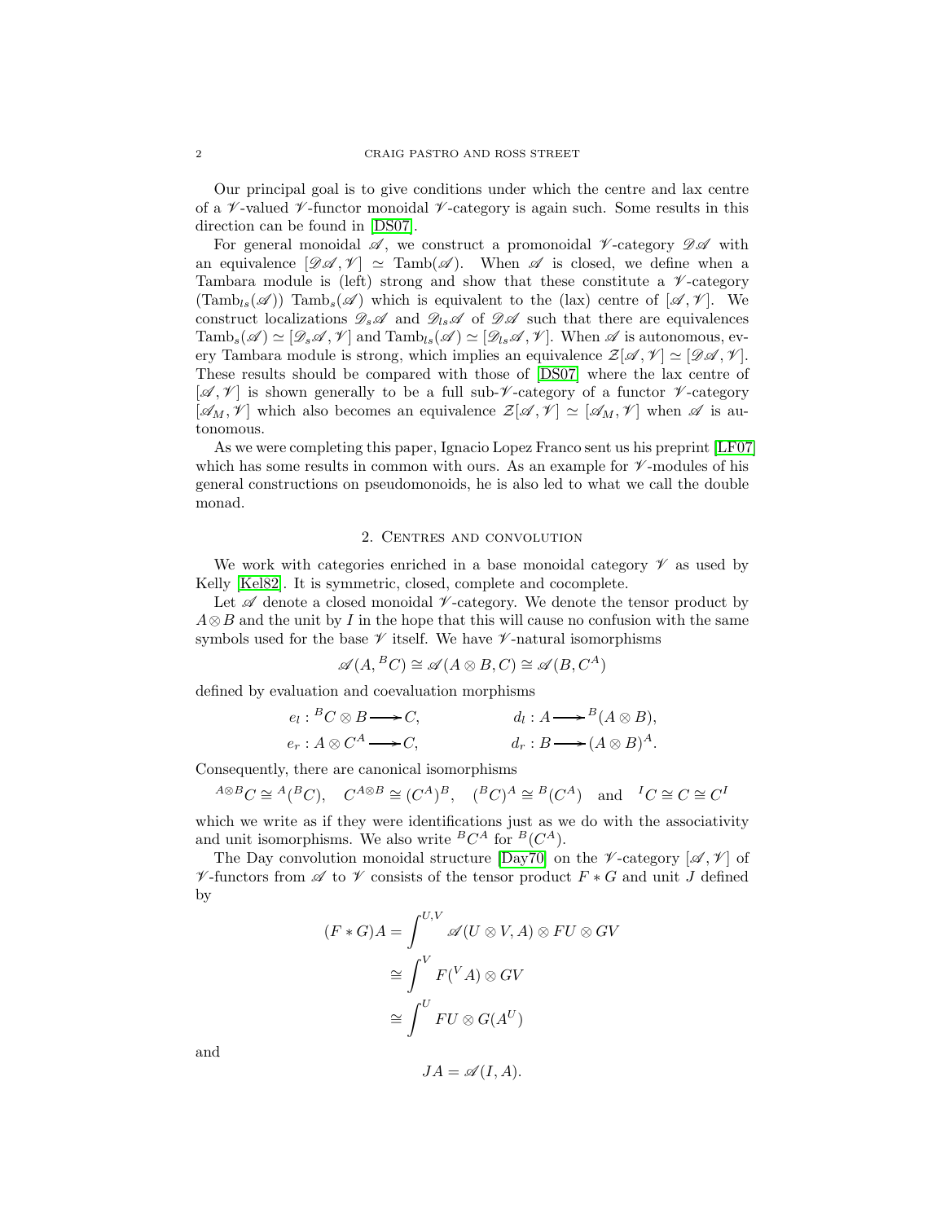Our principal goal is to give conditions under which the centre and lax centre of a $\mathscr{V}$-valued $\mathscr{V}$-functor monoidal $\mathscr{V}$-category is again such. Some results in this direction can be found in [DS07].

For general monoidal $\mathscr{A}$, we construct a promonoidal $\mathscr{V}$-category $\mathscr{D}\mathscr{A}$ with an equivalence $[\mathscr{D}\mathscr{A}, \mathscr{V}] \simeq \mathrm{Tamb}(\mathscr{A})$. When $\mathscr{A}$ is closed, we define when a Tambara module is (left) strong and show that these constitute a $\mathscr{V}$-category ($\mathrm{Tamb}_{ls}(\mathscr{A})$) $\mathrm{Tamb}_s(\mathscr{A})$ which is equivalent to the (lax) centre of $[\mathscr{A}, \mathscr{V}]$. We construct localizations $\mathscr{D}_s\mathscr{A}$ and $\mathscr{D}_{ls}\mathscr{A}$ of $\mathscr{D}\mathscr{A}$ such that there are equivalences $\mathrm{Tamb}_s(\mathscr{A}) \simeq [\mathscr{D}_s\mathscr{A}, \mathscr{V}]$ and $\mathrm{Tamb}_{ls}(\mathscr{A}) \simeq [\mathscr{D}_{ls}\mathscr{A}, \mathscr{V}]$. When $\mathscr{A}$ is autonomous, every Tambara module is strong, which implies an equivalence $\mathcal{Z}[\mathscr{A}, \mathscr{V}] \simeq [\mathscr{D}\mathscr{A}, \mathscr{V}]$. These results should be compared with those of [DS07] where the lax centre of $[\mathscr{A}, \mathscr{V}]$ is shown generally to be a full sub-$\mathscr{V}$-category of a functor $\mathscr{V}$-category $[\mathscr{A}_M, \mathscr{V}]$ which also becomes an equivalence $\mathcal{Z}[\mathscr{A}, \mathscr{V}] \simeq [\mathscr{A}_M, \mathscr{V}]$ when $\mathscr{A}$ is autonomous.

As we were completing this paper, Ignacio Lopez Franco sent us his preprint [LF07] which has some results in common with ours. As an example for $\mathscr{V}$-modules of his general constructions on pseudomonoids, he is also led to what we call the double monad.

## 2. Centres and convolution

We work with categories enriched in a base monoidal category $\mathscr{V}$ as used by Kelly [Kel82]. It is symmetric, closed, complete and cocomplete.

Let $\mathscr{A}$ denote a closed monoidal $\mathscr{V}$-category. We denote the tensor product by $A \otimes B$ and the unit by $I$ in the hope that this will cause no confusion with the same symbols used for the base $\mathscr{V}$ itself. We have $\mathscr{V}$-natural isomorphisms

$$\mathscr{A}(A, {}^{B}C) \cong \mathscr{A}(A \otimes B, C) \cong \mathscr{A}(B, C^{A})$$

defined by evaluation and coevaluation morphisms

$$e_l : {}^{B}C \otimes B \longrightarrow C, \qquad d_l : A \longrightarrow {}^{B}(A \otimes B),$$
$$e_r : A \otimes C^{A} \longrightarrow C, \qquad d_r : B \longrightarrow (A \otimes B)^{A}.$$

Consequently, there are canonical isomorphisms

$${}^{A\otimes B}C \cong {}^{A}({}^{B}C), \quad C^{A\otimes B} \cong (C^{A})^{B}, \quad ({}^{B}C)^{A} \cong {}^{B}(C^{A}) \quad \text{and} \quad {}^{I}C \cong C \cong C^{I}$$

which we write as if they were identifications just as we do with the associativity and unit isomorphisms. We also write ${}^{B}C^{A}$ for ${}^{B}(C^{A})$.

The Day convolution monoidal structure [Day70] on the $\mathscr{V}$-category $[\mathscr{A}, \mathscr{V}]$ of $\mathscr{V}$-functors from $\mathscr{A}$ to $\mathscr{V}$ consists of the tensor product $F * G$ and unit $J$ defined by

$$\begin{aligned}(F * G)A &= \int^{U,V} \mathscr{A}(U \otimes V, A) \otimes FU \otimes GV \\ &\cong \int^{V} F({}^{V}A) \otimes GV \\ &\cong \int^{U} FU \otimes G(A^{U})\end{aligned}$$

and

$$JA = \mathscr{A}(I, A).$$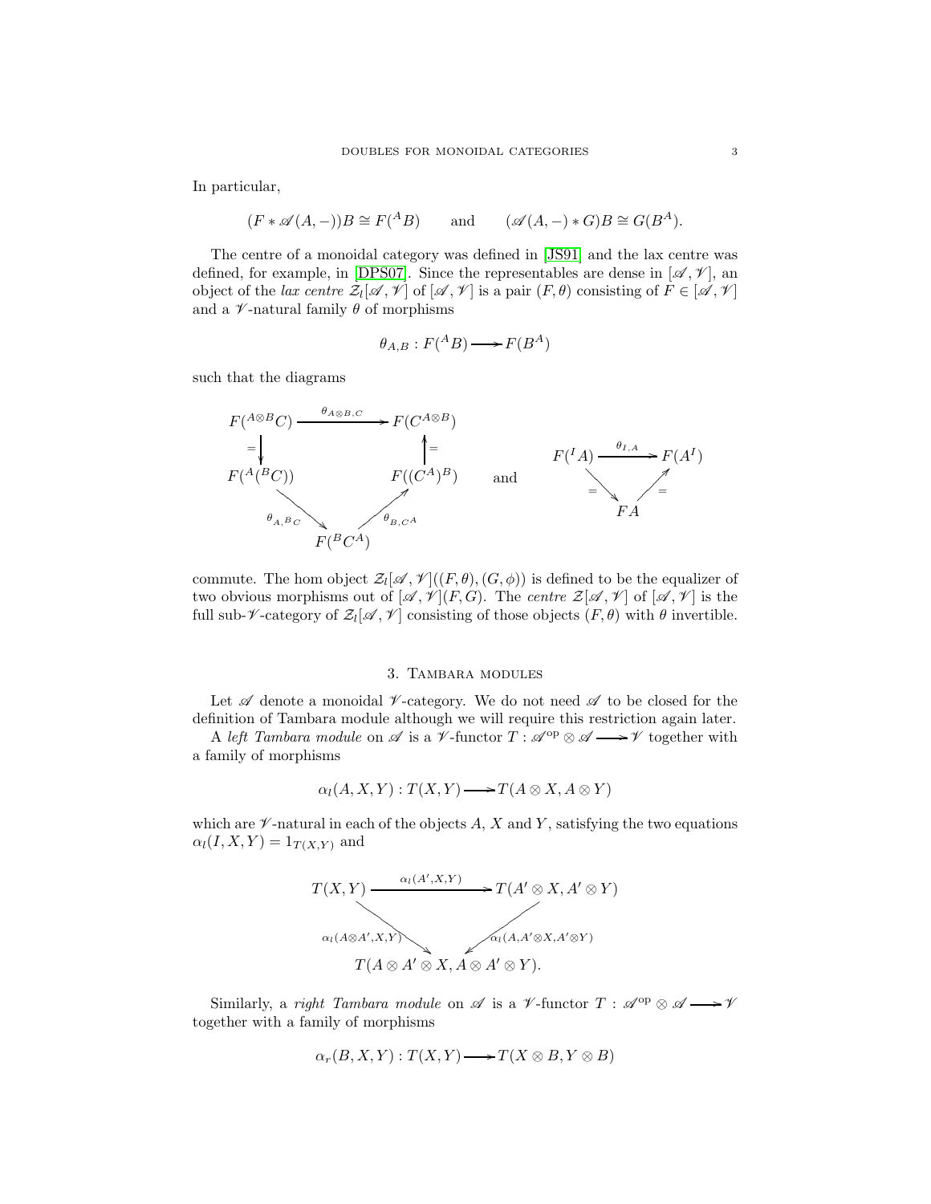In particular,

$$(F * \mathscr{A}(A,-))B \cong F({}^{A}B) \qquad \text{and} \qquad (\mathscr{A}(A,-) * G)B \cong G(B^{A}).$$

The centre of a monoidal category was defined in [JS91] and the lax centre was defined, for example, in [DPS07]. Since the representables are dense in $[\mathscr{A},\mathscr{V}]$, an object of the *lax centre* $\mathcal{Z}_l[\mathscr{A},\mathscr{V}]$ of $[\mathscr{A},\mathscr{V}]$ is a pair $(F,\theta)$ consisting of $F \in [\mathscr{A},\mathscr{V}]$ and a $\mathscr{V}$-natural family $\theta$ of morphisms

$$\theta_{A,B} : F({}^{A}B) \longrightarrow F(B^{A})$$

such that the diagrams

$$\begin{array}{ccc}
F({}^{A\otimes B}C) & \xrightarrow{\theta_{A\otimes B,C}} & F(C^{A\otimes B}) \\
\downarrow = & & \uparrow = \\
F({}^{A}({}^{B}C)) & & F((C^{A})^{B}) \\
& \searrow^{\theta_{A,{}^{B}C}} \quad F({}^{B}C^{A}) \quad \nearrow^{\theta_{B,C^{A}}} &
\end{array}
\qquad \text{and} \qquad
\begin{array}{ccc}
F({}^{I}A) & \xrightarrow{\theta_{I,A}} & F(A^{I}) \\
& \searrow^{=} \quad FA \quad \nearrow^{=} &
\end{array}$$

commute. The hom object $\mathcal{Z}_l[\mathscr{A},\mathscr{V}]((F,\theta),(G,\phi))$ is defined to be the equalizer of two obvious morphisms out of $[\mathscr{A},\mathscr{V}](F,G)$. The *centre* $\mathcal{Z}[\mathscr{A},\mathscr{V}]$ of $[\mathscr{A},\mathscr{V}]$ is the full sub-$\mathscr{V}$-category of $\mathcal{Z}_l[\mathscr{A},\mathscr{V}]$ consisting of those objects $(F,\theta)$ with $\theta$ invertible.

## 3. Tambara modules

Let $\mathscr{A}$ denote a monoidal $\mathscr{V}$-category. We do not need $\mathscr{A}$ to be closed for the definition of Tambara module although we will require this restriction again later.

A *left Tambara module* on $\mathscr{A}$ is a $\mathscr{V}$-functor $T : \mathscr{A}^{\mathrm{op}} \otimes \mathscr{A} \longrightarrow \mathscr{V}$ together with a family of morphisms

$$\alpha_l(A,X,Y) : T(X,Y) \longrightarrow T(A\otimes X, A\otimes Y)$$

which are $\mathscr{V}$-natural in each of the objects $A$, $X$ and $Y$, satisfying the two equations $\alpha_l(I,X,Y) = 1_{T(X,Y)}$ and

$$\begin{array}{ccc}
T(X,Y) & \xrightarrow{\alpha_l(A',X,Y)} & T(A'\otimes X, A'\otimes Y) \\
& \searrow^{\alpha_l(A\otimes A',X,Y)} \quad \swarrow^{\alpha_l(A,A'\otimes X,A'\otimes Y)} & \\
& T(A\otimes A'\otimes X, A\otimes A'\otimes Y). &
\end{array}$$

Similarly, a *right Tambara module* on $\mathscr{A}$ is a $\mathscr{V}$-functor $T : \mathscr{A}^{\mathrm{op}} \otimes \mathscr{A} \longrightarrow \mathscr{V}$ together with a family of morphisms

$$\alpha_r(B,X,Y) : T(X,Y) \longrightarrow T(X\otimes B, Y\otimes B)$$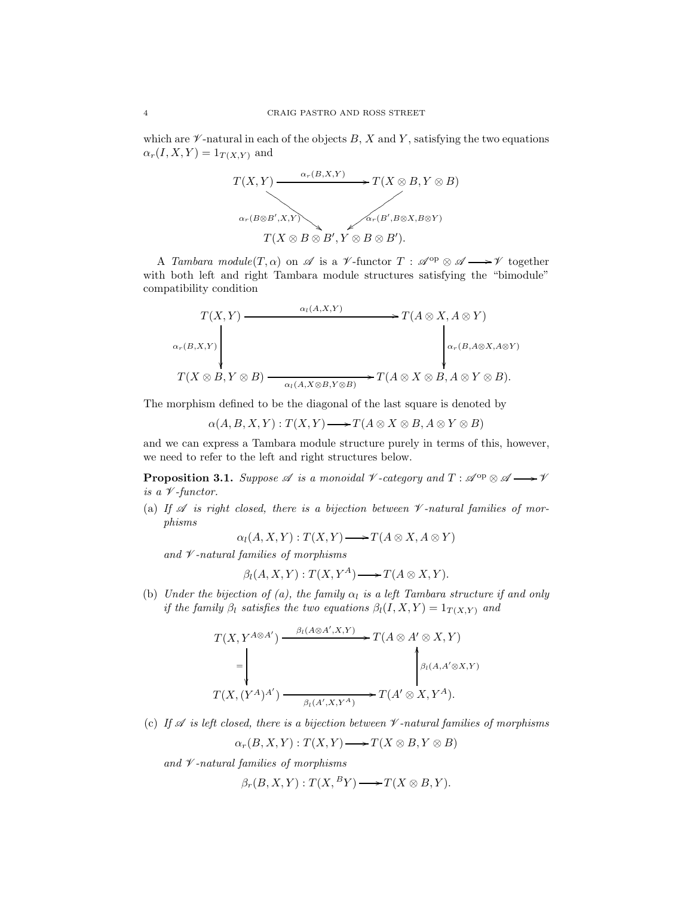which are $\mathscr{V}$-natural in each of the objects $B$, $X$ and $Y$, satisfying the two equations $\alpha_r(I, X, Y) = 1_{T(X,Y)}$ and

$$\begin{array}{ccc} T(X,Y) & \xrightarrow{\alpha_r(B,X,Y)} & T(X\otimes B, Y\otimes B) \\ & \searrow^{\alpha_r(B\otimes B',X,Y)} \quad {}^{\alpha_r(B',B\otimes X,B\otimes Y)}\swarrow & \\ & T(X\otimes B\otimes B', Y\otimes B\otimes B'). & \end{array}$$

A *Tambara module*$(T, \alpha)$ on $\mathscr{A}$ is a $\mathscr{V}$-functor $T : \mathscr{A}^{\mathrm{op}} \otimes \mathscr{A} \longrightarrow \mathscr{V}$ together with both left and right Tambara module structures satisfying the "bimodule" compatibility condition

$$\begin{array}{ccc} T(X,Y) & \xrightarrow{\alpha_l(A,X,Y)} & T(A\otimes X, A\otimes Y) \\ {\scriptstyle \alpha_r(B,X,Y)}\downarrow & & \downarrow{\scriptstyle \alpha_r(B,A\otimes X,A\otimes Y)} \\ T(X\otimes B, Y\otimes B) & \xrightarrow[\alpha_l(A,X\otimes B,Y\otimes B)]{} & T(A\otimes X\otimes B, A\otimes Y\otimes B). \end{array}$$

The morphism defined to be the diagonal of the last square is denoted by

$$\alpha(A, B, X, Y) : T(X, Y) \longrightarrow T(A \otimes X \otimes B, A \otimes Y \otimes B)$$

and we can express a Tambara module structure purely in terms of this, however, we need to refer to the left and right structures below.

**Proposition 3.1.** *Suppose $\mathscr{A}$ is a monoidal $\mathscr{V}$-category and $T : \mathscr{A}^{\mathrm{op}} \otimes \mathscr{A} \longrightarrow \mathscr{V}$ is a $\mathscr{V}$-functor.*

(a) *If $\mathscr{A}$ is right closed, there is a bijection between $\mathscr{V}$-natural families of morphisms*

$$\alpha_l(A, X, Y) : T(X, Y) \longrightarrow T(A \otimes X, A \otimes Y)$$

*and $\mathscr{V}$-natural families of morphisms*

$$\beta_l(A, X, Y) : T(X, Y^A) \longrightarrow T(A \otimes X, Y).$$

(b) *Under the bijection of (a), the family $\alpha_l$ is a left Tambara structure if and only if the family $\beta_l$ satisfies the two equations $\beta_l(I, X, Y) = 1_{T(X,Y)}$ and*

$$\begin{array}{ccc} T(X, Y^{A\otimes A'}) & \xrightarrow{\beta_l(A\otimes A',X,Y)} & T(A\otimes A'\otimes X, Y) \\ {\scriptstyle =}\downarrow & & \uparrow{\scriptstyle \beta_l(A,A'\otimes X,Y)} \\ T(X, (Y^A)^{A'}) & \xrightarrow[\beta_l(A',X,Y^A)]{} & T(A'\otimes X, Y^A). \end{array}$$

(c) *If $\mathscr{A}$ is left closed, there is a bijection between $\mathscr{V}$-natural families of morphisms*

$$\alpha_r(B, X, Y) : T(X, Y) \longrightarrow T(X \otimes B, Y \otimes B)$$

*and $\mathscr{V}$-natural families of morphisms*

$$\beta_r(B, X, Y) : T(X, {}^{B}Y) \longrightarrow T(X \otimes B, Y).$$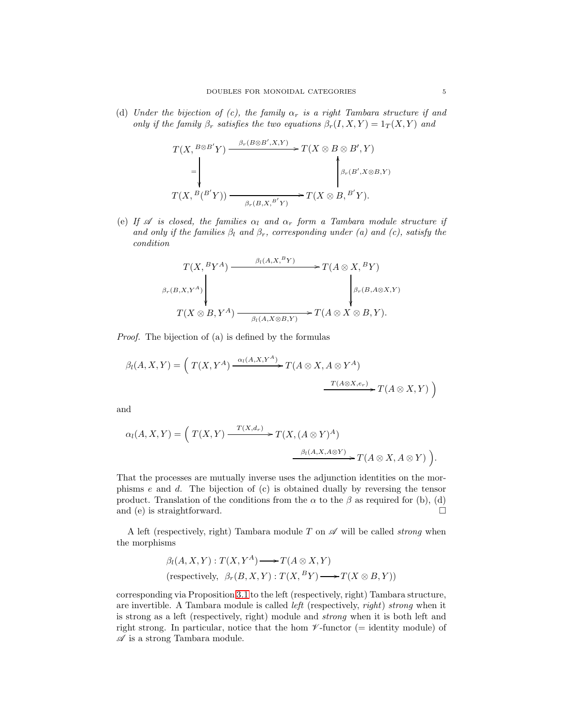(d) *Under the bijection of (c), the family $\alpha_r$ is a right Tambara structure if and only if the family $\beta_r$ satisfies the two equations $\beta_r(I, X, Y) = 1_T(X, Y)$ and*

$$
\begin{array}{ccc}
T(X, {}^{B\otimes B'}Y) & \xrightarrow{\beta_r(B\otimes B', X, Y)} & T(X \otimes B \otimes B', Y) \\
\Big\downarrow {=} & & \Big\uparrow {\beta_r(B', X\otimes B, Y)} \\
T(X, {}^{B}({}^{B'}Y)) & \xrightarrow[\beta_r(B, X, {}^{B'}Y)]{} & T(X \otimes B, {}^{B'}Y).
\end{array}
$$

(e) *If $\mathscr{A}$ is closed, the families $\alpha_l$ and $\alpha_r$ form a Tambara module structure if and only if the families $\beta_l$ and $\beta_r$, corresponding under (a) and (c), satisfy the condition*

$$
\begin{array}{ccc}
T(X, {}^{B}Y^{A}) & \xrightarrow{\beta_l(A, X, {}^{B}Y)} & T(A \otimes X, {}^{B}Y) \\
\Big\downarrow {\beta_r(B, X, Y^{A})} & & \Big\downarrow {\beta_r(B, A\otimes X, Y)} \\
T(X \otimes B, Y^{A}) & \xrightarrow[\beta_l(A, X\otimes B, Y)]{} & T(A \otimes X \otimes B, Y).
\end{array}
$$

*Proof.* The bijection of (a) is defined by the formulas

$$
\beta_l(A, X, Y) = \Big( \; T(X, Y^{A}) \xrightarrow{\alpha_l(A, X, Y^{A})} T(A \otimes X, A \otimes Y^{A}) \xrightarrow{T(A\otimes X, e_r)} T(A \otimes X, Y) \; \Big)
$$

and

$$
\alpha_l(A, X, Y) = \Big( \; T(X, Y) \xrightarrow{T(X, d_r)} T(X, (A \otimes Y)^{A}) \xrightarrow{\beta_l(A, X, A\otimes Y)} T(A \otimes X, A \otimes Y) \; \Big).
$$

That the processes are mutually inverse uses the adjunction identities on the morphisms $e$ and $d$. The bijection of (c) is obtained dually by reversing the tensor product. Translation of the conditions from the $\alpha$ to the $\beta$ as required for (b), (d) and (e) is straightforward. $\square$

A left (respectively, right) Tambara module $T$ on $\mathscr{A}$ will be called *strong* when the morphisms

$$
\begin{array}{l}
\beta_l(A, X, Y) : T(X, Y^{A}) \longrightarrow T(A \otimes X, Y) \\
(\text{respectively, } \; \beta_r(B, X, Y) : T(X, {}^{B}Y) \longrightarrow T(X \otimes B, Y))
\end{array}
$$

corresponding via Proposition 3.1 to the left (respectively, right) Tambara structure, are invertible. A Tambara module is called *left* (respectively, *right*) *strong* when it is strong as a left (respectively, right) module and *strong* when it is both left and right strong. In particular, notice that the hom $\mathscr{V}$-functor (= identity module) of $\mathscr{A}$ is a strong Tambara module.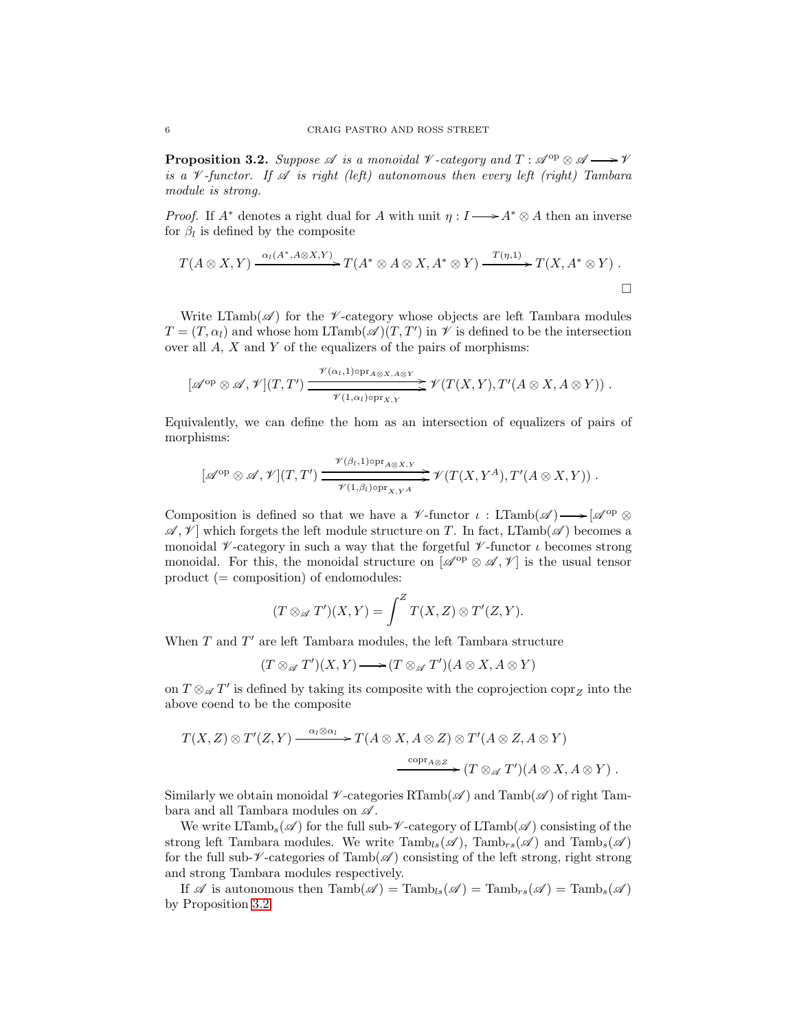**Proposition 3.2.** *Suppose $\mathscr{A}$ is a monoidal $\mathscr{V}$-category and $T : \mathscr{A}^{\mathrm{op}} \otimes \mathscr{A} \longrightarrow \mathscr{V}$ is a $\mathscr{V}$-functor. If $\mathscr{A}$ is right (left) autonomous then every left (right) Tambara module is strong.*

*Proof.* If $A^*$ denotes a right dual for $A$ with unit $\eta : I \longrightarrow A^* \otimes A$ then an inverse for $\beta_l$ is defined by the composite

$$T(A \otimes X, Y) \xrightarrow{\alpha_l(A^*, A\otimes X, Y)} T(A^* \otimes A \otimes X, A^* \otimes Y) \xrightarrow{T(\eta,1)} T(X, A^* \otimes Y)\ .$$

□

Write $\mathrm{LTamb}(\mathscr{A})$ for the $\mathscr{V}$-category whose objects are left Tambara modules $T = (T, \alpha_l)$ and whose hom $\mathrm{LTamb}(\mathscr{A})(T, T')$ in $\mathscr{V}$ is defined to be the intersection over all $A$, $X$ and $Y$ of the equalizers of the pairs of morphisms:

$$[\mathscr{A}^{\mathrm{op}} \otimes \mathscr{A}, \mathscr{V}](T, T') \underset{\mathscr{V}(1,\alpha_l)\circ \mathrm{pr}_{X,Y}}{\overset{\mathscr{V}(\alpha_l,1)\circ \mathrm{pr}_{A\otimes X, A\otimes Y}}{\rightrightarrows}} \mathscr{V}(T(X,Y), T'(A\otimes X, A\otimes Y))\ .$$

Equivalently, we can define the hom as an intersection of equalizers of pairs of morphisms:

$$[\mathscr{A}^{\mathrm{op}} \otimes \mathscr{A}, \mathscr{V}](T, T') \underset{\mathscr{V}(1,\beta_l)\circ \mathrm{pr}_{X,Y^A}}{\overset{\mathscr{V}(\beta_l,1)\circ \mathrm{pr}_{A\otimes X, Y}}{\rightrightarrows}} \mathscr{V}(T(X,Y^A), T'(A\otimes X, Y))\ .$$

Composition is defined so that we have a $\mathscr{V}$-functor $\iota : \mathrm{LTamb}(\mathscr{A}) \longrightarrow [\mathscr{A}^{\mathrm{op}} \otimes \mathscr{A}, \mathscr{V}]$ which forgets the left module structure on $T$. In fact, $\mathrm{LTamb}(\mathscr{A})$ becomes a monoidal $\mathscr{V}$-category in such a way that the forgetful $\mathscr{V}$-functor $\iota$ becomes strong monoidal. For this, the monoidal structure on $[\mathscr{A}^{\mathrm{op}} \otimes \mathscr{A}, \mathscr{V}]$ is the usual tensor product (= composition) of endomodules:

$$(T \otimes_{\mathscr{A}} T')(X,Y) = \int^Z T(X,Z) \otimes T'(Z,Y).$$

When $T$ and $T'$ are left Tambara modules, the left Tambara structure

$$(T \otimes_{\mathscr{A}} T')(X,Y) \longrightarrow (T \otimes_{\mathscr{A}} T')(A\otimes X, A\otimes Y)$$

on $T \otimes_{\mathscr{A}} T'$ is defined by taking its composite with the coprojection $\mathrm{copr}_Z$ into the above coend to be the composite

$$T(X,Z) \otimes T'(Z,Y) \xrightarrow{\alpha_l \otimes \alpha_l} T(A\otimes X, A\otimes Z) \otimes T'(A\otimes Z, A\otimes Y)$$
$$\xrightarrow{\mathrm{copr}_{A\otimes Z}} (T \otimes_{\mathscr{A}} T')(A\otimes X, A\otimes Y)\ .$$

Similarly we obtain monoidal $\mathscr{V}$-categories $\mathrm{RTamb}(\mathscr{A})$ and $\mathrm{Tamb}(\mathscr{A})$ of right Tambara and all Tambara modules on $\mathscr{A}$.

We write $\mathrm{LTamb}_s(\mathscr{A})$ for the full sub-$\mathscr{V}$-category of $\mathrm{LTamb}(\mathscr{A})$ consisting of the strong left Tambara modules. We write $\mathrm{Tamb}_{ls}(\mathscr{A})$, $\mathrm{Tamb}_{rs}(\mathscr{A})$ and $\mathrm{Tamb}_s(\mathscr{A})$ for the full sub-$\mathscr{V}$-categories of $\mathrm{Tamb}(\mathscr{A})$ consisting of the left strong, right strong and strong Tambara modules respectively.

If $\mathscr{A}$ is autonomous then $\mathrm{Tamb}(\mathscr{A}) = \mathrm{Tamb}_{ls}(\mathscr{A}) = \mathrm{Tamb}_{rs}(\mathscr{A}) = \mathrm{Tamb}_s(\mathscr{A})$ by Proposition 3.2.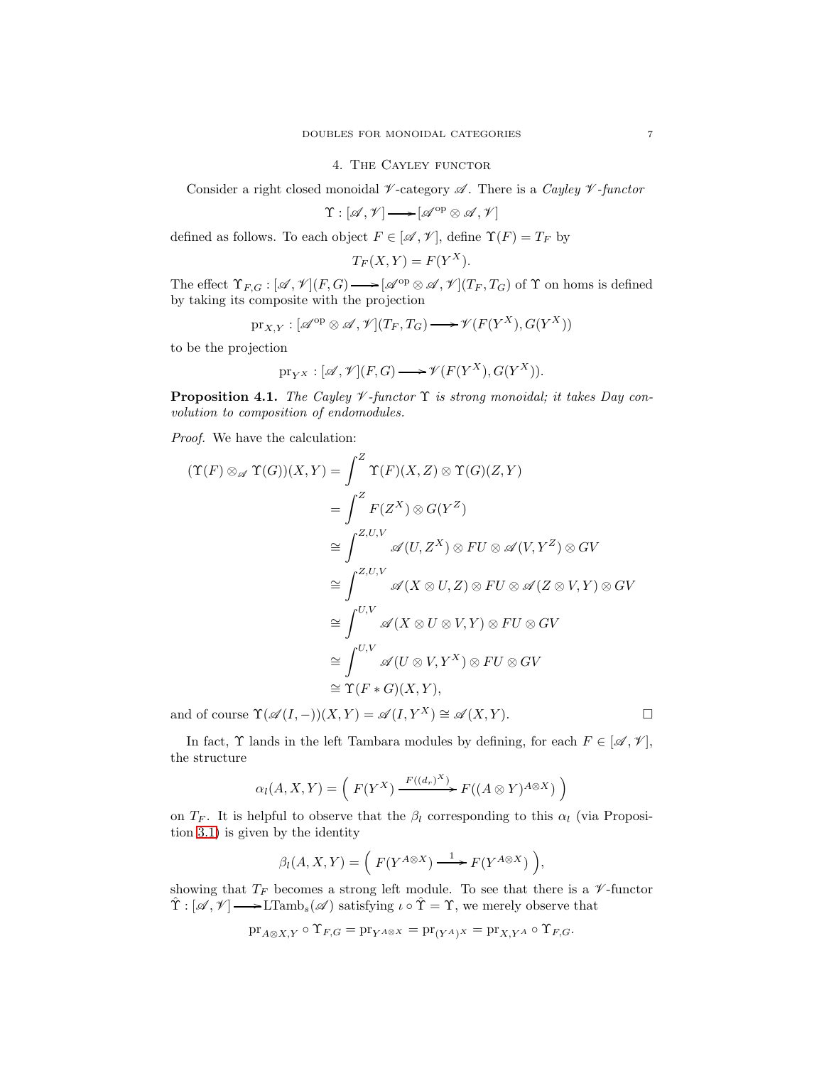## 4. The Cayley functor

Consider a right closed monoidal $\mathscr{V}$-category $\mathscr{A}$. There is a *Cayley $\mathscr{V}$-functor*

$$\Upsilon : [\mathscr{A}, \mathscr{V}] \longrightarrow [\mathscr{A}^{\mathrm{op}} \otimes \mathscr{A}, \mathscr{V}]$$

defined as follows. To each object $F \in [\mathscr{A}, \mathscr{V}]$, define $\Upsilon(F) = T_F$ by

$$T_F(X, Y) = F(Y^X).$$

The effect $\Upsilon_{F,G} : [\mathscr{A}, \mathscr{V}](F, G) \longrightarrow [\mathscr{A}^{\mathrm{op}} \otimes \mathscr{A}, \mathscr{V}](T_F, T_G)$ of $\Upsilon$ on homs is defined by taking its composite with the projection

$$\mathrm{pr}_{X,Y} : [\mathscr{A}^{\mathrm{op}} \otimes \mathscr{A}, \mathscr{V}](T_F, T_G) \longrightarrow \mathscr{V}(F(Y^X), G(Y^X))$$

to be the projection

$$\mathrm{pr}_{Y^X} : [\mathscr{A}, \mathscr{V}](F, G) \longrightarrow \mathscr{V}(F(Y^X), G(Y^X)).$$

**Proposition 4.1.** *The Cayley $\mathscr{V}$-functor $\Upsilon$ is strong monoidal; it takes Day convolution to composition of endomodules.*

*Proof.* We have the calculation:

$$\begin{aligned}
(\Upsilon(F) \otimes_{\mathscr{A}} \Upsilon(G))(X, Y) &= \int^Z \Upsilon(F)(X, Z) \otimes \Upsilon(G)(Z, Y) \\
&= \int^Z F(Z^X) \otimes G(Y^Z) \\
&\cong \int^{Z,U,V} \mathscr{A}(U, Z^X) \otimes FU \otimes \mathscr{A}(V, Y^Z) \otimes GV \\
&\cong \int^{Z,U,V} \mathscr{A}(X \otimes U, Z) \otimes FU \otimes \mathscr{A}(Z \otimes V, Y) \otimes GV \\
&\cong \int^{U,V} \mathscr{A}(X \otimes U \otimes V, Y) \otimes FU \otimes GV \\
&\cong \int^{U,V} \mathscr{A}(U \otimes V, Y^X) \otimes FU \otimes GV \\
&\cong \Upsilon(F * G)(X, Y),
\end{aligned}$$

and of course $\Upsilon(\mathscr{A}(I, -))(X, Y) = \mathscr{A}(I, Y^X) \cong \mathscr{A}(X, Y)$. $\square$

In fact, $\Upsilon$ lands in the left Tambara modules by defining, for each $F \in [\mathscr{A}, \mathscr{V}]$, the structure

$$\alpha_l(A, X, Y) = \Big( F(Y^X) \xrightarrow{F((d_r)^X)} F((A \otimes Y)^{A \otimes X}) \Big)$$

on $T_F$. It is helpful to observe that the $\beta_l$ corresponding to this $\alpha_l$ (via Proposition 3.1) is given by the identity

$$\beta_l(A, X, Y) = \Big( F(Y^{A \otimes X}) \xrightarrow{1} F(Y^{A \otimes X}) \Big),$$

showing that $T_F$ becomes a strong left module. To see that there is a $\mathscr{V}$-functor $\hat{\Upsilon} : [\mathscr{A}, \mathscr{V}] \longrightarrow \mathrm{LTamb}_s(\mathscr{A})$ satisfying $\iota \circ \hat{\Upsilon} = \Upsilon$, we merely observe that

$$\mathrm{pr}_{A \otimes X, Y} \circ \Upsilon_{F,G} = \mathrm{pr}_{Y^{A \otimes X}} = \mathrm{pr}_{(Y^A)^X} = \mathrm{pr}_{X, Y^A} \circ \Upsilon_{F,G}.$$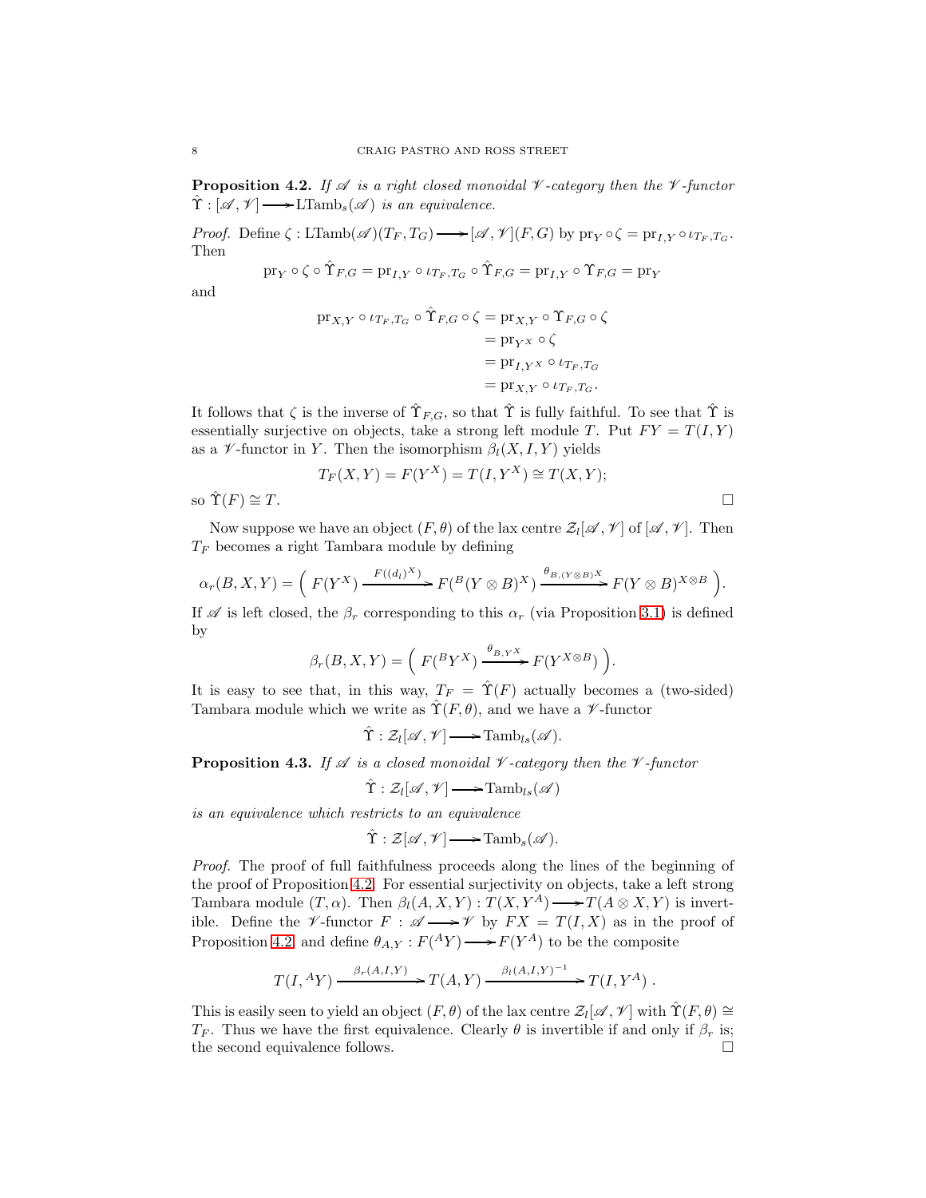**Proposition 4.2.** *If $\mathscr{A}$ is a right closed monoidal $\mathscr{V}$-category then the $\mathscr{V}$-functor $\hat{\Upsilon} : [\mathscr{A}, \mathscr{V}] \longrightarrow \mathrm{LTamb}_s(\mathscr{A})$ is an equivalence.*

*Proof.* Define $\zeta : \mathrm{LTamb}(\mathscr{A})(T_F, T_G) \longrightarrow [\mathscr{A}, \mathscr{V}](F, G)$ by $\mathrm{pr}_Y \circ \zeta = \mathrm{pr}_{I,Y} \circ \iota_{T_F,T_G}$. Then

$$\mathrm{pr}_Y \circ \zeta \circ \hat{\Upsilon}_{F,G} = \mathrm{pr}_{I,Y} \circ \iota_{T_F,T_G} \circ \hat{\Upsilon}_{F,G} = \mathrm{pr}_{I,Y} \circ \Upsilon_{F,G} = \mathrm{pr}_Y$$

and

$$\begin{aligned}
\mathrm{pr}_{X,Y} \circ \iota_{T_F,T_G} \circ \hat{\Upsilon}_{F,G} \circ \zeta &= \mathrm{pr}_{X,Y} \circ \Upsilon_{F,G} \circ \zeta \\
&= \mathrm{pr}_{Y^X} \circ \zeta \\
&= \mathrm{pr}_{I,Y^X} \circ \iota_{T_F,T_G} \\
&= \mathrm{pr}_{X,Y} \circ \iota_{T_F,T_G}.
\end{aligned}$$

It follows that $\zeta$ is the inverse of $\hat{\Upsilon}_{F,G}$, so that $\hat{\Upsilon}$ is fully faithful. To see that $\hat{\Upsilon}$ is essentially surjective on objects, take a strong left module $T$. Put $FY = T(I, Y)$ as a $\mathscr{V}$-functor in $Y$. Then the isomorphism $\beta_l(X, I, Y)$ yields

$$T_F(X, Y) = F(Y^X) = T(I, Y^X) \cong T(X, Y);$$

so $\hat{\Upsilon}(F) \cong T$. □

Now suppose we have an object $(F, \theta)$ of the lax centre $\mathscr{Z}_l[\mathscr{A}, \mathscr{V}]$ of $[\mathscr{A}, \mathscr{V}]$. Then $T_F$ becomes a right Tambara module by defining

$$\alpha_r(B, X, Y) = \Big( \; F(Y^X) \xrightarrow{F((d_l)^X)} F({}^B(Y \otimes B)^X) \xrightarrow{\theta_{B,(Y \otimes B)^X}} F(Y \otimes B)^{X \otimes B} \; \Big).$$

If $\mathscr{A}$ is left closed, the $\beta_r$ corresponding to this $\alpha_r$ (via Proposition 3.1) is defined by

$$\beta_r(B, X, Y) = \Big( \; F({}^B Y^X) \xrightarrow{\theta_{B, Y^X}} F(Y^{X \otimes B}) \; \Big).$$

It is easy to see that, in this way, $T_F = \hat{\Upsilon}(F)$ actually becomes a (two-sided) Tambara module which we write as $\hat{\Upsilon}(F, \theta)$, and we have a $\mathscr{V}$-functor

$$\hat{\Upsilon} : \mathscr{Z}_l[\mathscr{A}, \mathscr{V}] \longrightarrow \mathrm{Tamb}_{ls}(\mathscr{A}).$$

**Proposition 4.3.** *If $\mathscr{A}$ is a closed monoidal $\mathscr{V}$-category then the $\mathscr{V}$-functor*

$$\hat{\Upsilon} : \mathscr{Z}_l[\mathscr{A}, \mathscr{V}] \longrightarrow \mathrm{Tamb}_{ls}(\mathscr{A})$$

*is an equivalence which restricts to an equivalence*

$$\hat{\Upsilon} : \mathscr{Z}[\mathscr{A}, \mathscr{V}] \longrightarrow \mathrm{Tamb}_s(\mathscr{A}).$$

*Proof.* The proof of full faithfulness proceeds along the lines of the beginning of the proof of Proposition 4.2. For essential surjectivity on objects, take a left strong Tambara module $(T, \alpha)$. Then $\beta_l(A, X, Y) : T(X, Y^A) \longrightarrow T(A \otimes X, Y)$ is invertible. Define the $\mathscr{V}$-functor $F : \mathscr{A} \longrightarrow \mathscr{V}$ by $FX = T(I, X)$ as in the proof of Proposition 4.2, and define $\theta_{A,Y} : F({}^A Y) \longrightarrow F(Y^A)$ to be the composite

$$T(I, {}^A Y) \xrightarrow{\beta_r(A,I,Y)} T(A, Y) \xrightarrow{\beta_l(A,I,Y)^{-1}} T(I, Y^A) \; .$$

This is easily seen to yield an object $(F, \theta)$ of the lax centre $\mathscr{Z}_l[\mathscr{A}, \mathscr{V}]$ with $\hat{\Upsilon}(F, \theta) \cong T_F$. Thus we have the first equivalence. Clearly $\theta$ is invertible if and only if $\beta_r$ is; the second equivalence follows. □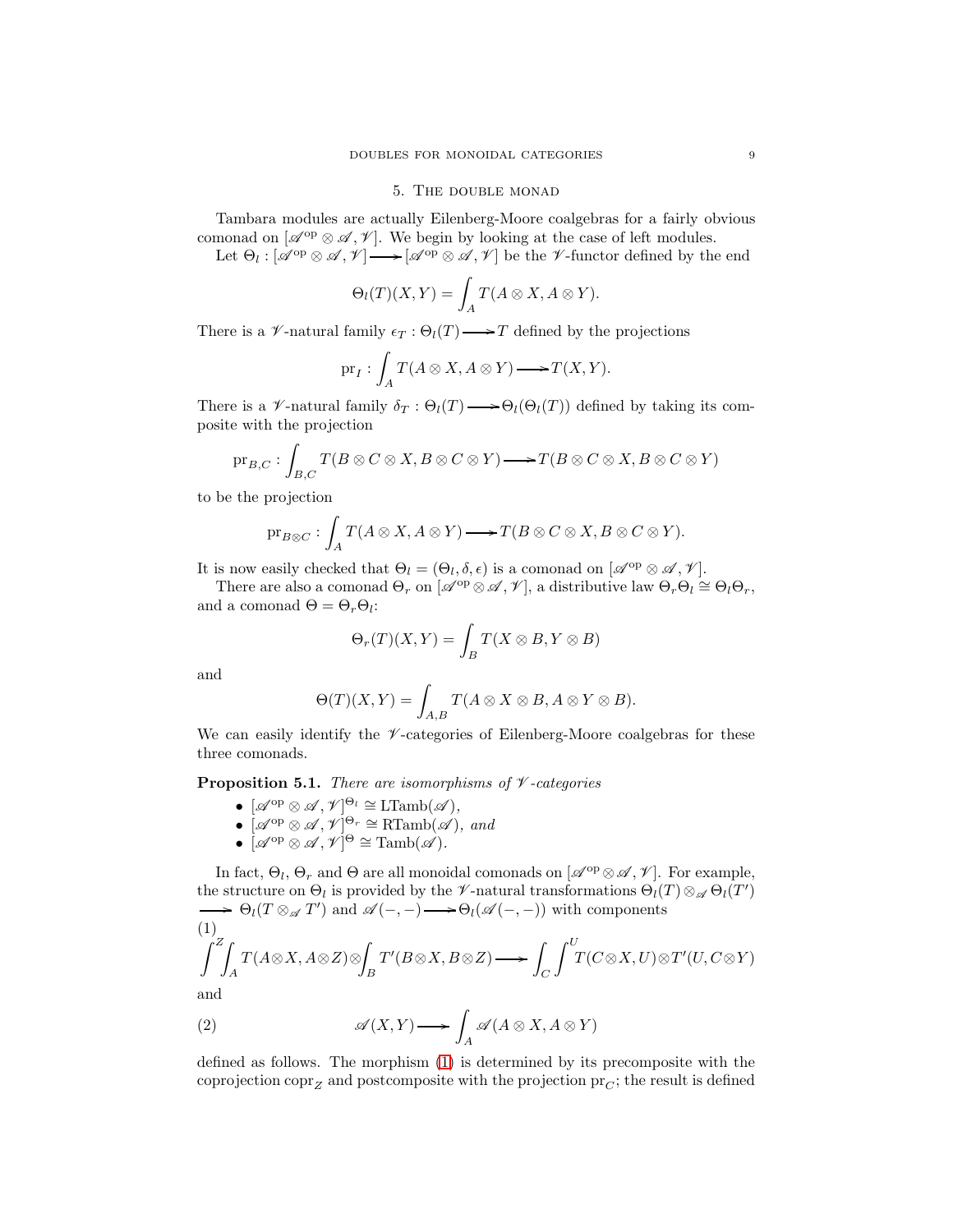## 5. The double monad

Tambara modules are actually Eilenberg-Moore coalgebras for a fairly obvious comonad on $[\mathscr{A}^{\mathrm{op}} \otimes \mathscr{A}, \mathscr{V}]$. We begin by looking at the case of left modules.

Let $\Theta_l : [\mathscr{A}^{\mathrm{op}} \otimes \mathscr{A}, \mathscr{V}] \longrightarrow [\mathscr{A}^{\mathrm{op}} \otimes \mathscr{A}, \mathscr{V}]$ be the $\mathscr{V}$-functor defined by the end

$$\Theta_l(T)(X,Y) = \int_A T(A \otimes X, A \otimes Y).$$

There is a $\mathscr{V}$-natural family $\epsilon_T : \Theta_l(T) \longrightarrow T$ defined by the projections

$$\mathrm{pr}_I : \int_A T(A \otimes X, A \otimes Y) \longrightarrow T(X,Y).$$

There is a $\mathscr{V}$-natural family $\delta_T : \Theta_l(T) \longrightarrow \Theta_l(\Theta_l(T))$ defined by taking its composite with the projection

$$\mathrm{pr}_{B,C} : \int_{B,C} T(B \otimes C \otimes X, B \otimes C \otimes Y) \longrightarrow T(B \otimes C \otimes X, B \otimes C \otimes Y)$$

to be the projection

$$\mathrm{pr}_{B \otimes C} : \int_A T(A \otimes X, A \otimes Y) \longrightarrow T(B \otimes C \otimes X, B \otimes C \otimes Y).$$

It is now easily checked that $\Theta_l = (\Theta_l, \delta, \epsilon)$ is a comonad on $[\mathscr{A}^{\mathrm{op}} \otimes \mathscr{A}, \mathscr{V}]$.

There are also a comonad $\Theta_r$ on $[\mathscr{A}^{\mathrm{op}} \otimes \mathscr{A}, \mathscr{V}]$, a distributive law $\Theta_r \Theta_l \cong \Theta_l \Theta_r$, and a comonad $\Theta = \Theta_r \Theta_l$:

$$\Theta_r(T)(X,Y) = \int_B T(X \otimes B, Y \otimes B)$$

and

$$\Theta(T)(X,Y) = \int_{A,B} T(A \otimes X \otimes B, A \otimes Y \otimes B).$$

We can easily identify the $\mathscr{V}$-categories of Eilenberg-Moore coalgebras for these three comonads.

**Proposition 5.1.** *There are isomorphisms of $\mathscr{V}$-categories*

- $[\mathscr{A}^{\mathrm{op}} \otimes \mathscr{A}, \mathscr{V}]^{\Theta_l} \cong \mathrm{LTamb}(\mathscr{A})$,
- $[\mathscr{A}^{\mathrm{op}} \otimes \mathscr{A}, \mathscr{V}]^{\Theta_r} \cong \mathrm{RTamb}(\mathscr{A})$, *and*
- $[\mathscr{A}^{\mathrm{op}} \otimes \mathscr{A}, \mathscr{V}]^{\Theta} \cong \mathrm{Tamb}(\mathscr{A})$.

In fact, $\Theta_l$, $\Theta_r$ and $\Theta$ are all monoidal comonads on $[\mathscr{A}^{\mathrm{op}} \otimes \mathscr{A}, \mathscr{V}]$. For example, the structure on $\Theta_l$ is provided by the $\mathscr{V}$-natural transformations $\Theta_l(T) \otimes_{\mathscr{A}} \Theta_l(T') \longrightarrow \Theta_l(T \otimes_{\mathscr{A}} T')$ and $\mathscr{A}(-,-) \longrightarrow \Theta_l(\mathscr{A}(-,-))$ with components

$$\int^Z \int_A T(A \otimes X, A \otimes Z) \otimes \int_B T'(B \otimes X, B \otimes Z) \longrightarrow \int_C \int^U T(C \otimes X, U) \otimes T'(U, C \otimes Y) \tag{1}$$

and

$$\mathscr{A}(X,Y) \longrightarrow \int_A \mathscr{A}(A \otimes X, A \otimes Y) \tag{2}$$

defined as follows. The morphism (1) is determined by its precomposite with the coprojection $\mathrm{copr}_Z$ and postcomposite with the projection $\mathrm{pr}_C$; the result is defined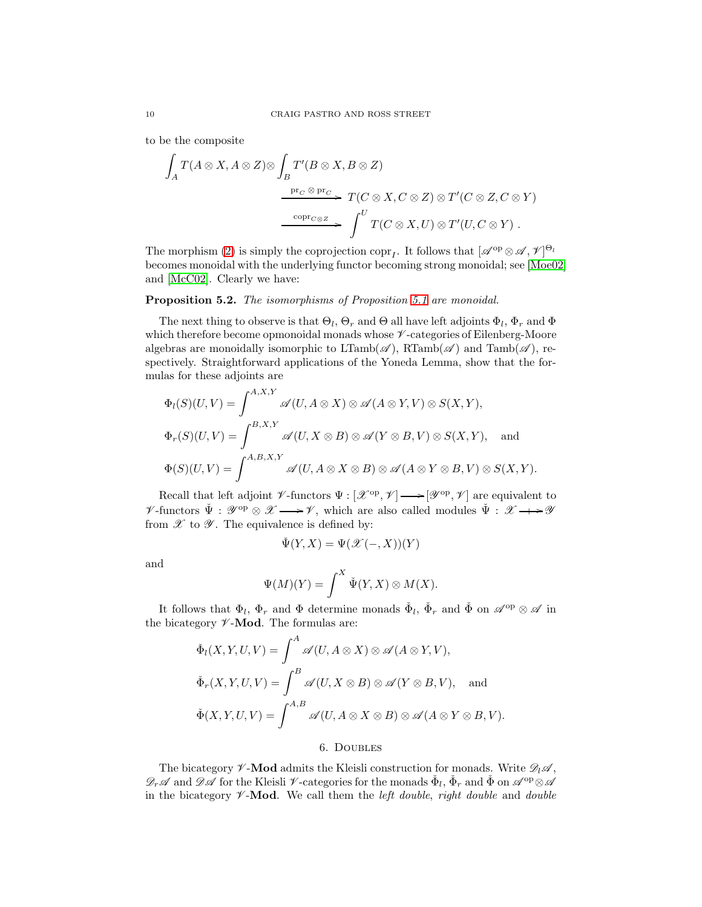to be the composite

$$\int_A T(A\otimes X, A\otimes Z)\otimes \int_B T'(B\otimes X, B\otimes Z)$$

$$\xrightarrow{\mathrm{pr}_C\otimes \mathrm{pr}_C} T(C\otimes X, C\otimes Z)\otimes T'(C\otimes Z, C\otimes Y)$$

$$\xrightarrow{\mathrm{copr}_{C\otimes Z}} \int^U T(C\otimes X, U)\otimes T'(U, C\otimes Y)\ .$$

The morphism (2) is simply the coprojection $\mathrm{copr}_I$. It follows that $[\mathscr{A}^{\mathrm{op}}\otimes\mathscr{A},\mathscr{V}]^{\Theta_l}$ becomes monoidal with the underlying functor becoming strong monoidal; see [Moe02] and [McC02]. Clearly we have:

**Proposition 5.2.** *The isomorphisms of Proposition 5.1 are monoidal.*

The next thing to observe is that $\Theta_l$, $\Theta_r$ and $\Theta$ all have left adjoints $\Phi_l$, $\Phi_r$ and $\Phi$ which therefore become opmonoidal monads whose $\mathscr{V}$-categories of Eilenberg-Moore algebras are monoidally isomorphic to $\mathrm{LTamb}(\mathscr{A})$, $\mathrm{RTamb}(\mathscr{A})$ and $\mathrm{Tamb}(\mathscr{A})$, respectively. Straightforward applications of the Yoneda Lemma, show that the formulas for these adjoints are

$$\Phi_l(S)(U,V) = \int^{A,X,Y} \mathscr{A}(U, A\otimes X)\otimes\mathscr{A}(A\otimes Y, V)\otimes S(X,Y),$$

$$\Phi_r(S)(U,V) = \int^{B,X,Y} \mathscr{A}(U, X\otimes B)\otimes\mathscr{A}(Y\otimes B, V)\otimes S(X,Y), \quad \text{and}$$

$$\Phi(S)(U,V) = \int^{A,B,X,Y} \mathscr{A}(U, A\otimes X\otimes B)\otimes\mathscr{A}(A\otimes Y\otimes B, V)\otimes S(X,Y).$$

Recall that left adjoint $\mathscr{V}$-functors $\Psi : [\mathscr{X}^{\mathrm{op}},\mathscr{V}]\longrightarrow[\mathscr{Y}^{\mathrm{op}},\mathscr{V}]$ are equivalent to $\mathscr{V}$-functors $\check{\Psi} : \mathscr{Y}^{\mathrm{op}}\otimes\mathscr{X}\longrightarrow\mathscr{V}$, which are also called modules $\check{\Psi} : \mathscr{X}\longrightarrow\mathscr{Y}$ from $\mathscr{X}$ to $\mathscr{Y}$. The equivalence is defined by:

$$\check{\Psi}(Y,X) = \Psi(\mathscr{X}(-,X))(Y)$$

and

$$\Psi(M)(Y) = \int^X \check{\Psi}(Y,X)\otimes M(X).$$

It follows that $\Phi_l$, $\Phi_r$ and $\Phi$ determine monads $\check{\Phi}_l$, $\check{\Phi}_r$ and $\check{\Phi}$ on $\mathscr{A}^{\mathrm{op}}\otimes\mathscr{A}$ in the bicategory $\mathscr{V}$-**Mod**. The formulas are:

$$\check{\Phi}_l(X,Y,U,V) = \int^A \mathscr{A}(U, A\otimes X)\otimes\mathscr{A}(A\otimes Y, V),$$

$$\check{\Phi}_r(X,Y,U,V) = \int^B \mathscr{A}(U, X\otimes B)\otimes\mathscr{A}(Y\otimes B, V), \quad \text{and}$$

$$\check{\Phi}(X,Y,U,V) = \int^{A,B} \mathscr{A}(U, A\otimes X\otimes B)\otimes\mathscr{A}(A\otimes Y\otimes B, V).$$

## 6. Doubles

The bicategory $\mathscr{V}$-**Mod** admits the Kleisli construction for monads. Write $\mathscr{D}_l\mathscr{A}$, $\mathscr{D}_r\mathscr{A}$ and $\mathscr{D}\mathscr{A}$ for the Kleisli $\mathscr{V}$-categories for the monads $\check{\Phi}_l$, $\check{\Phi}_r$ and $\check{\Phi}$ on $\mathscr{A}^{\mathrm{op}}\otimes\mathscr{A}$ in the bicategory $\mathscr{V}$-**Mod**. We call them the *left double*, *right double* and *double*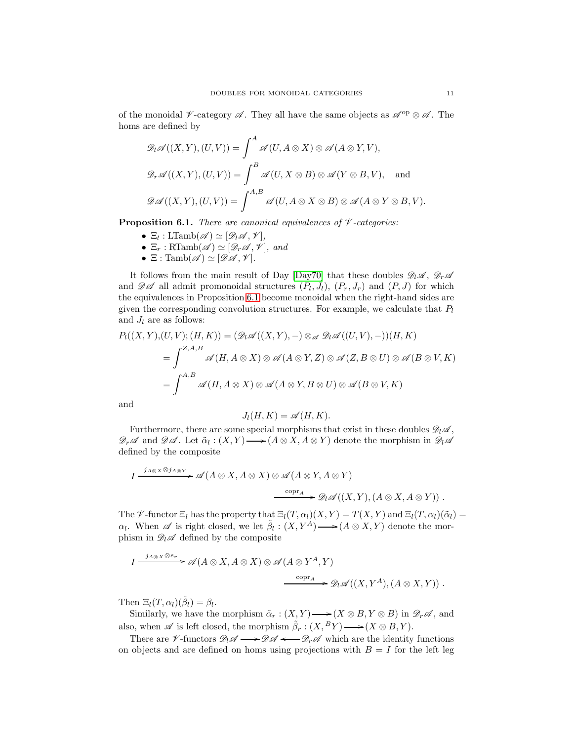of the monoidal $\mathscr{V}$-category $\mathscr{A}$. They all have the same objects as $\mathscr{A}^{\mathrm{op}} \otimes \mathscr{A}$. The homs are defined by

$$\mathscr{D}_l\mathscr{A}((X,Y),(U,V)) = \int^A \mathscr{A}(U, A\otimes X) \otimes \mathscr{A}(A \otimes Y, V),$$

$$\mathscr{D}_r\mathscr{A}((X,Y),(U,V)) = \int^B \mathscr{A}(U, X\otimes B) \otimes \mathscr{A}(Y \otimes B, V), \quad \text{and}$$

$$\mathscr{D}\mathscr{A}((X,Y),(U,V)) = \int^{A,B} \mathscr{A}(U, A\otimes X \otimes B) \otimes \mathscr{A}(A \otimes Y \otimes B, V).$$

**Proposition 6.1.** *There are canonical equivalences of $\mathscr{V}$-categories:*

- $\Xi_l : \mathrm{LTamb}(\mathscr{A}) \simeq [\mathscr{D}_l\mathscr{A}, \mathscr{V}]$,
- $\Xi_r : \mathrm{RTamb}(\mathscr{A}) \simeq [\mathscr{D}_r\mathscr{A}, \mathscr{V}]$, *and*
- $\Xi : \mathrm{Tamb}(\mathscr{A}) \simeq [\mathscr{D}\mathscr{A}, \mathscr{V}]$.

It follows from the main result of Day [Day70] that these doubles $\mathscr{D}_l\mathscr{A}$, $\mathscr{D}_r\mathscr{A}$ and $\mathscr{D}\mathscr{A}$ all admit promonoidal structures $(P_l, J_l)$, $(P_r, J_r)$ and $(P, J)$ for which the equivalences in Proposition 6.1 become monoidal when the right-hand sides are given the corresponding convolution structures. For example, we calculate that $P_l$ and $J_l$ are as follows:

$$\begin{aligned}
P_l((X,Y),(U,V);(H,K)) &= (\mathscr{D}_l\mathscr{A}((X,Y),-) \otimes_{\mathscr{A}} \mathscr{D}_l\mathscr{A}((U,V),-))(H,K) \\
&= \int^{Z,A,B} \mathscr{A}(H, A\otimes X) \otimes \mathscr{A}(A\otimes Y, Z) \otimes \mathscr{A}(Z, B\otimes U) \otimes \mathscr{A}(B \otimes V, K) \\
&= \int^{A,B} \mathscr{A}(H, A\otimes X) \otimes \mathscr{A}(A\otimes Y, B\otimes U) \otimes \mathscr{A}(B \otimes V, K)
\end{aligned}$$

and

$$J_l(H,K) = \mathscr{A}(H,K).$$

Furthermore, there are some special morphisms that exist in these doubles $\mathscr{D}_l\mathscr{A}$, $\mathscr{D}_r\mathscr{A}$ and $\mathscr{D}\mathscr{A}$. Let $\tilde{\alpha}_l : (X,Y) \longrightarrow (A\otimes X, A\otimes Y)$ denote the morphism in $\mathscr{D}_l\mathscr{A}$ defined by the composite

$$I \xrightarrow{j_{A\otimes X}\otimes j_{A\otimes Y}} \mathscr{A}(A\otimes X, A\otimes X) \otimes \mathscr{A}(A\otimes Y, A\otimes Y) \xrightarrow{\mathrm{copr}_A} \mathscr{D}_l\mathscr{A}((X,Y),(A\otimes X, A\otimes Y)).$$

The $\mathscr{V}$-functor $\Xi_l$ has the property that $\Xi_l(T,\alpha_l)(X,Y) = T(X,Y)$ and $\Xi_l(T,\alpha_l)(\tilde{\alpha}_l) = \alpha_l$. When $\mathscr{A}$ is right closed, we let $\tilde{\beta}_l : (X, Y^A) \longrightarrow (A\otimes X, Y)$ denote the morphism in $\mathscr{D}_l\mathscr{A}$ defined by the composite

$$I \xrightarrow{j_{A\otimes X}\otimes e_r} \mathscr{A}(A\otimes X, A\otimes X) \otimes \mathscr{A}(A\otimes Y^A, Y) \xrightarrow{\mathrm{copr}_A} \mathscr{D}_l\mathscr{A}((X,Y^A),(A\otimes X, Y)).$$

Then $\Xi_l(T,\alpha_l)(\tilde{\beta}_l) = \beta_l$.

Similarly, we have the morphism $\tilde{\alpha}_r : (X,Y) \longrightarrow (X\otimes B, Y\otimes B)$ in $\mathscr{D}_r\mathscr{A}$, and also, when $\mathscr{A}$ is left closed, the morphism $\tilde{\beta}_r : (X, {}^BY) \longrightarrow (X\otimes B, Y)$.

There are $\mathscr{V}$-functors $\mathscr{D}_l\mathscr{A} \longrightarrow \mathscr{D}\mathscr{A} \longleftarrow \mathscr{D}_r\mathscr{A}$ which are the identity functions on objects and are defined on homs using projections with $B = I$ for the left leg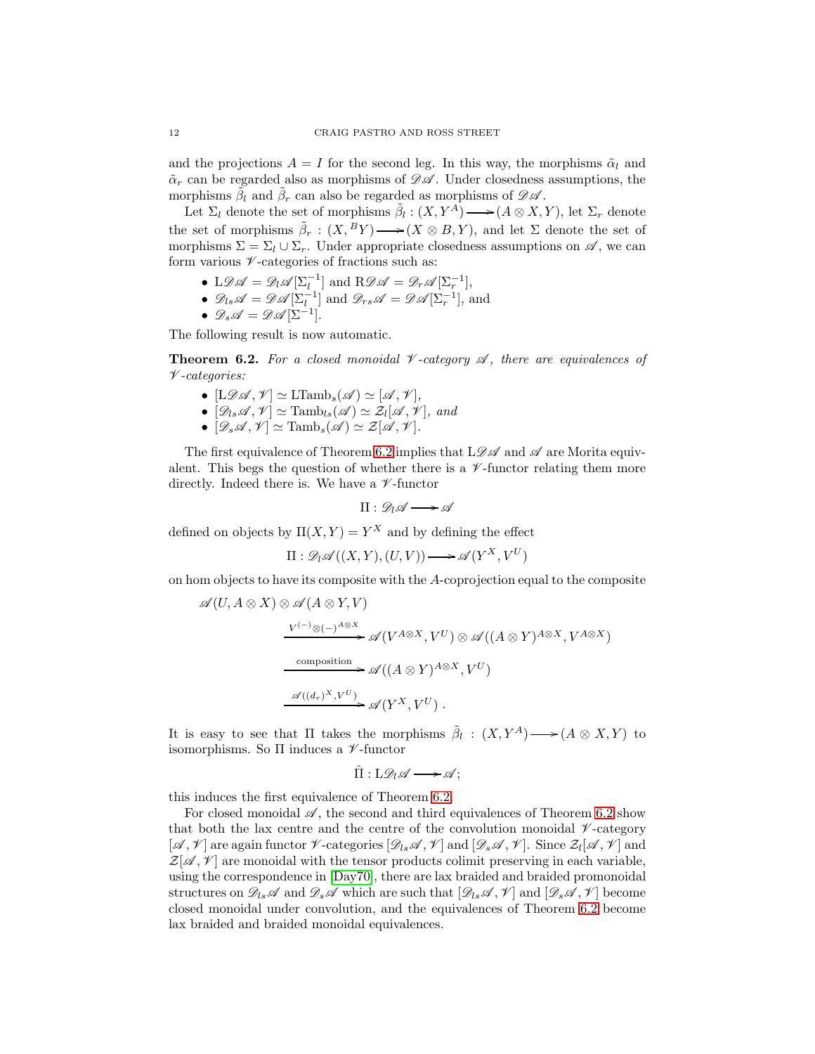and the projections $A = I$ for the second leg. In this way, the morphisms $\tilde{\alpha}_l$ and $\tilde{\alpha}_r$ can be regarded also as morphisms of $\mathscr{D}\mathscr{A}$. Under closedness assumptions, the morphisms $\tilde{\beta}_l$ and $\tilde{\beta}_r$ can also be regarded as morphisms of $\mathscr{D}\mathscr{A}$.

Let $\Sigma_l$ denote the set of morphisms $\tilde{\beta}_l : (X, Y^A) \longrightarrow (A \otimes X, Y)$, let $\Sigma_r$ denote the set of morphisms $\tilde{\beta}_r : (X, {}^B Y) \longrightarrow (X \otimes B, Y)$, and let $\Sigma$ denote the set of morphisms $\Sigma = \Sigma_l \cup \Sigma_r$. Under appropriate closedness assumptions on $\mathscr{A}$, we can form various $\mathscr{V}$-categories of fractions such as:

- $\mathrm{L}\mathscr{D}\mathscr{A} = \mathscr{D}_l\mathscr{A}[\Sigma_l^{-1}]$ and $\mathrm{R}\mathscr{D}\mathscr{A} = \mathscr{D}_r\mathscr{A}[\Sigma_r^{-1}]$,
- $\mathscr{D}_{ls}\mathscr{A} = \mathscr{D}\mathscr{A}[\Sigma_l^{-1}]$ and $\mathscr{D}_{rs}\mathscr{A} = \mathscr{D}\mathscr{A}[\Sigma_r^{-1}]$, and
- $\mathscr{D}_s\mathscr{A} = \mathscr{D}\mathscr{A}[\Sigma^{-1}]$.

The following result is now automatic.

**Theorem 6.2.** *For a closed monoidal $\mathscr{V}$-category $\mathscr{A}$, there are equivalences of $\mathscr{V}$-categories:*

- $[\mathrm{L}\mathscr{D}\mathscr{A}, \mathscr{V}] \simeq \mathrm{LTamb}_s(\mathscr{A}) \simeq [\mathscr{A}, \mathscr{V}]$,
- $[\mathscr{D}_{ls}\mathscr{A}, \mathscr{V}] \simeq \mathrm{Tamb}_{ls}(\mathscr{A}) \simeq \mathcal{Z}_l[\mathscr{A}, \mathscr{V}]$*, and*
- $[\mathscr{D}_s\mathscr{A}, \mathscr{V}] \simeq \mathrm{Tamb}_s(\mathscr{A}) \simeq \mathcal{Z}[\mathscr{A}, \mathscr{V}]$.

The first equivalence of Theorem 6.2 implies that $\mathrm{L}\mathscr{D}\mathscr{A}$ and $\mathscr{A}$ are Morita equivalent. This begs the question of whether there is a $\mathscr{V}$-functor relating them more directly. Indeed there is. We have a $\mathscr{V}$-functor

$$\Pi : \mathscr{D}_l\mathscr{A} \longrightarrow \mathscr{A}$$

defined on objects by $\Pi(X, Y) = Y^X$ and by defining the effect

$$\Pi : \mathscr{D}_l\mathscr{A}((X, Y), (U, V)) \longrightarrow \mathscr{A}(Y^X, V^U)$$

on hom objects to have its composite with the $A$-coprojection equal to the composite

$$\begin{aligned}
&\mathscr{A}(U, A \otimes X) \otimes \mathscr{A}(A \otimes Y, V) \\
&\xrightarrow{V^{(-)} \otimes (-)^{A \otimes X}} \mathscr{A}(V^{A \otimes X}, V^U) \otimes \mathscr{A}((A \otimes Y)^{A \otimes X}, V^{A \otimes X}) \\
&\xrightarrow{\text{composition}} \mathscr{A}((A \otimes Y)^{A \otimes X}, V^U) \\
&\xrightarrow{\mathscr{A}((d_r)^X, V^U)} \mathscr{A}(Y^X, V^U)\ .
\end{aligned}$$

It is easy to see that $\Pi$ takes the morphisms $\tilde{\beta}_l : (X, Y^A) \longrightarrow (A \otimes X, Y)$ to isomorphisms. So $\Pi$ induces a $\mathscr{V}$-functor

$$\hat{\Pi} : \mathrm{L}\mathscr{D}_l\mathscr{A} \longrightarrow \mathscr{A};$$

this induces the first equivalence of Theorem 6.2.

For closed monoidal $\mathscr{A}$, the second and third equivalences of Theorem 6.2 show that both the lax centre and the centre of the convolution monoidal $\mathscr{V}$-category $[\mathscr{A}, \mathscr{V}]$ are again functor $\mathscr{V}$-categories $[\mathscr{D}_{ls}\mathscr{A}, \mathscr{V}]$ and $[\mathscr{D}_s\mathscr{A}, \mathscr{V}]$. Since $\mathcal{Z}_l[\mathscr{A}, \mathscr{V}]$ and $\mathcal{Z}[\mathscr{A}, \mathscr{V}]$ are monoidal with the tensor products colimit preserving in each variable, using the correspondence in [Day70], there are lax braided and braided promonoidal structures on $\mathscr{D}_{ls}\mathscr{A}$ and $\mathscr{D}_s\mathscr{A}$ which are such that $[\mathscr{D}_{ls}\mathscr{A}, \mathscr{V}]$ and $[\mathscr{D}_s\mathscr{A}, \mathscr{V}]$ become closed monoidal under convolution, and the equivalences of Theorem 6.2 become lax braided and braided monoidal equivalences.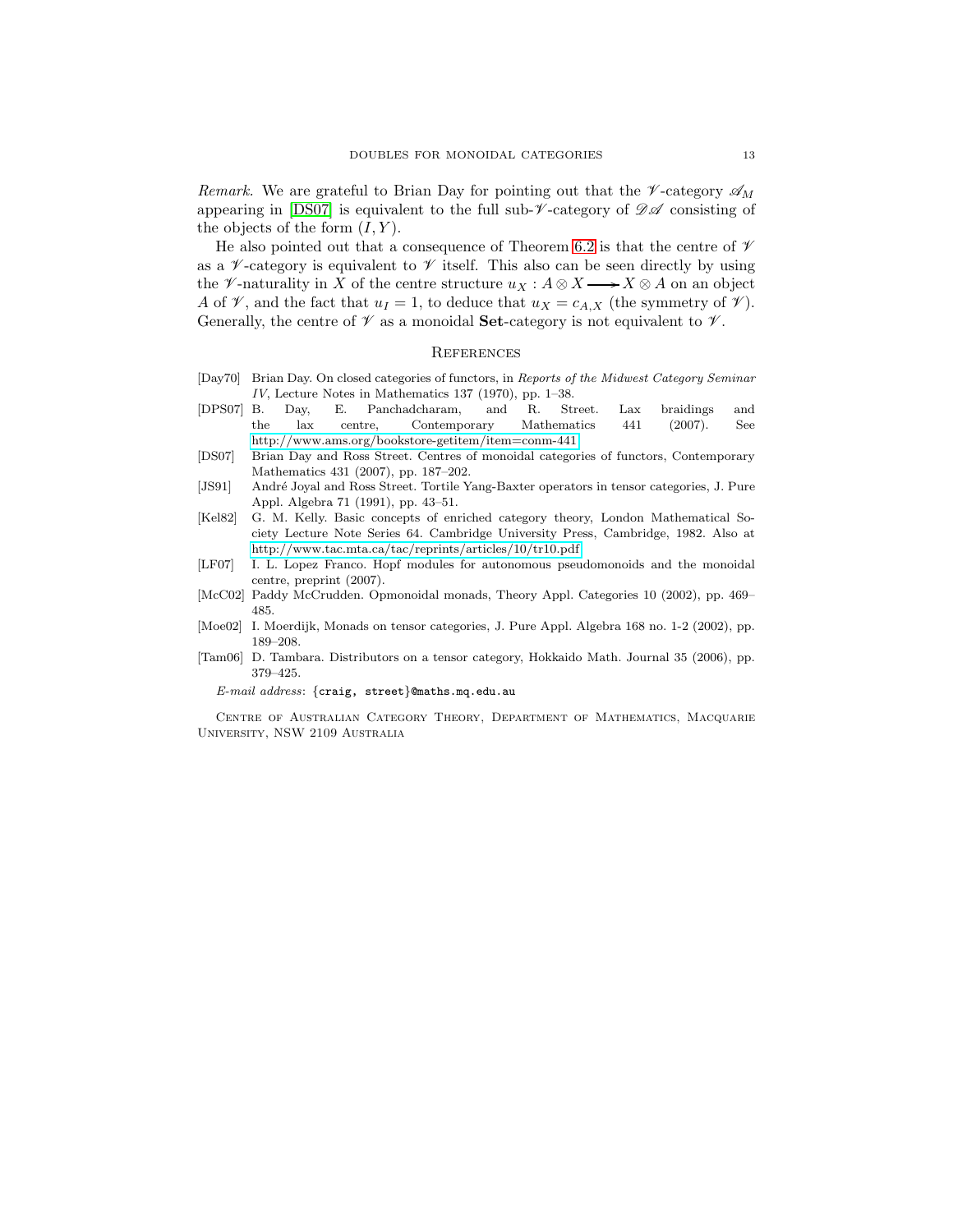*Remark.* We are grateful to Brian Day for pointing out that the $\mathscr{V}$-category $\mathscr{A}_M$ appearing in [DS07] is equivalent to the full sub-$\mathscr{V}$-category of $\mathscr{D}\mathscr{A}$ consisting of the objects of the form $(I, Y)$.

He also pointed out that a consequence of Theorem 6.2 is that the centre of $\mathscr{V}$ as a $\mathscr{V}$-category is equivalent to $\mathscr{V}$ itself. This also can be seen directly by using the $\mathscr{V}$-naturality in $X$ of the centre structure $u_X : A \otimes X \longrightarrow X \otimes A$ on an object $A$ of $\mathscr{V}$, and the fact that $u_I = 1$, to deduce that $u_X = c_{A,X}$ (the symmetry of $\mathscr{V}$). Generally, the centre of $\mathscr{V}$ as a monoidal **Set**-category is not equivalent to $\mathscr{V}$.

## References

- [Day70] Brian Day. On closed categories of functors, in *Reports of the Midwest Category Seminar IV*, Lecture Notes in Mathematics 137 (1970), pp. 1–38.
- [DPS07] B. Day, E. Panchadcharam, and R. Street. Lax braidings and the lax centre, Contemporary Mathematics 441 (2007). See http://www.ams.org/bookstore-getitem/item=conm-441
- [DS07] Brian Day and Ross Street. Centres of monoidal categories of functors, Contemporary Mathematics 431 (2007), pp. 187–202.
- [JS91] André Joyal and Ross Street. Tortile Yang-Baxter operators in tensor categories, J. Pure Appl. Algebra 71 (1991), pp. 43–51.
- [Kel82] G. M. Kelly. Basic concepts of enriched category theory, London Mathematical Society Lecture Note Series 64. Cambridge University Press, Cambridge, 1982. Also at http://www.tac.mta.ca/tac/reprints/articles/10/tr10.pdf
- [LF07] I. L. Lopez Franco. Hopf modules for autonomous pseudomonoids and the monoidal centre, preprint (2007).
- [McC02] Paddy McCrudden. Opmonoidal monads, Theory Appl. Categories 10 (2002), pp. 469–485.
- [Moe02] I. Moerdijk, Monads on tensor categories, J. Pure Appl. Algebra 168 no. 1-2 (2002), pp. 189–208.
- [Tam06] D. Tambara. Distributors on a tensor category, Hokkaido Math. Journal 35 (2006), pp. 379–425.

*E-mail address*: {craig, street}@maths.mq.edu.au

Centre of Australian Category Theory, Department of Mathematics, Macquarie University, NSW 2109 Australia